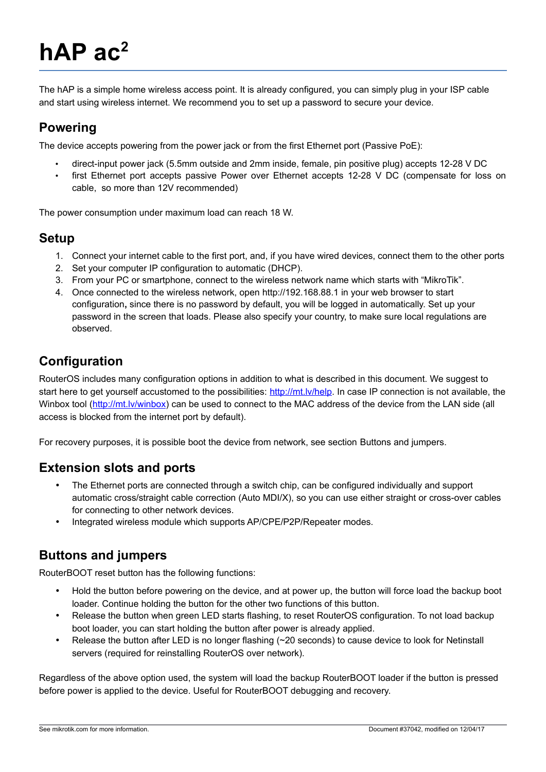# hAP ac²

The hAP is a simple home wireless access point. It is already configured, you can simply plug in your ISP cable and start using wireless internet. We recommend you to set up a password to secure your device.

## Powering

The device accepts powering from the power jack or from the first Ethernet port (Passive PoE):

- direct-input power jack (5.5mm outside and 2mm inside, female, pin positive plug) accepts 12-28 V DC
- first Ethernet port accepts passive Power over Ethernet accepts 12-28 V DC (compensate for loss on cable, so more than 12V recommended)

The power consumption under maximum load can reach 18 W.

## Setup

1. Connect your internet cable to the first port, and, if you have wired devices, connect them to the other ports
2. Set your computer IP configuration to automatic (DHCP).
3. From your PC or smartphone, connect to the wireless network name which starts with "MikroTik".
4. Once connected to the wireless network, open http://192.168.88.1 in your web browser to start configuration**,** since there is no password by default, you will be logged in automatically. Set up your password in the screen that loads. Please also specify your country, to make sure local regulations are observed.

## Configuration

RouterOS includes many configuration options in addition to what is described in this document. We suggest to start here to get yourself accustomed to the possibilities: [http://mt.lv/help](http://mt.lv/help). In case IP connection is not available, the Winbox tool ([http://mt.lv/winbox](http://mt.lv/winbox)) can be used to connect to the MAC address of the device from the LAN side (all access is blocked from the internet port by default).

For recovery purposes, it is possible boot the device from network, see section Buttons and jumpers.

## Extension slots and ports

- The Ethernet ports are connected through a switch chip, can be configured individually and support automatic cross/straight cable correction (Auto MDI/X), so you can use either straight or cross-over cables for connecting to other network devices.
- Integrated wireless module which supports AP/CPE/P2P/Repeater modes.

## Buttons and jumpers

RouterBOOT reset button has the following functions:

- Hold the button before powering on the device, and at power up, the button will force load the backup boot loader. Continue holding the button for the other two functions of this button.
- Release the button when green LED starts flashing, to reset RouterOS configuration. To not load backup boot loader, you can start holding the button after power is already applied.
- Release the button after LED is no longer flashing (~20 seconds) to cause device to look for Netinstall servers (required for reinstalling RouterOS over network).

Regardless of the above option used, the system will load the backup RouterBOOT loader if the button is pressed before power is applied to the device. Useful for RouterBOOT debugging and recovery.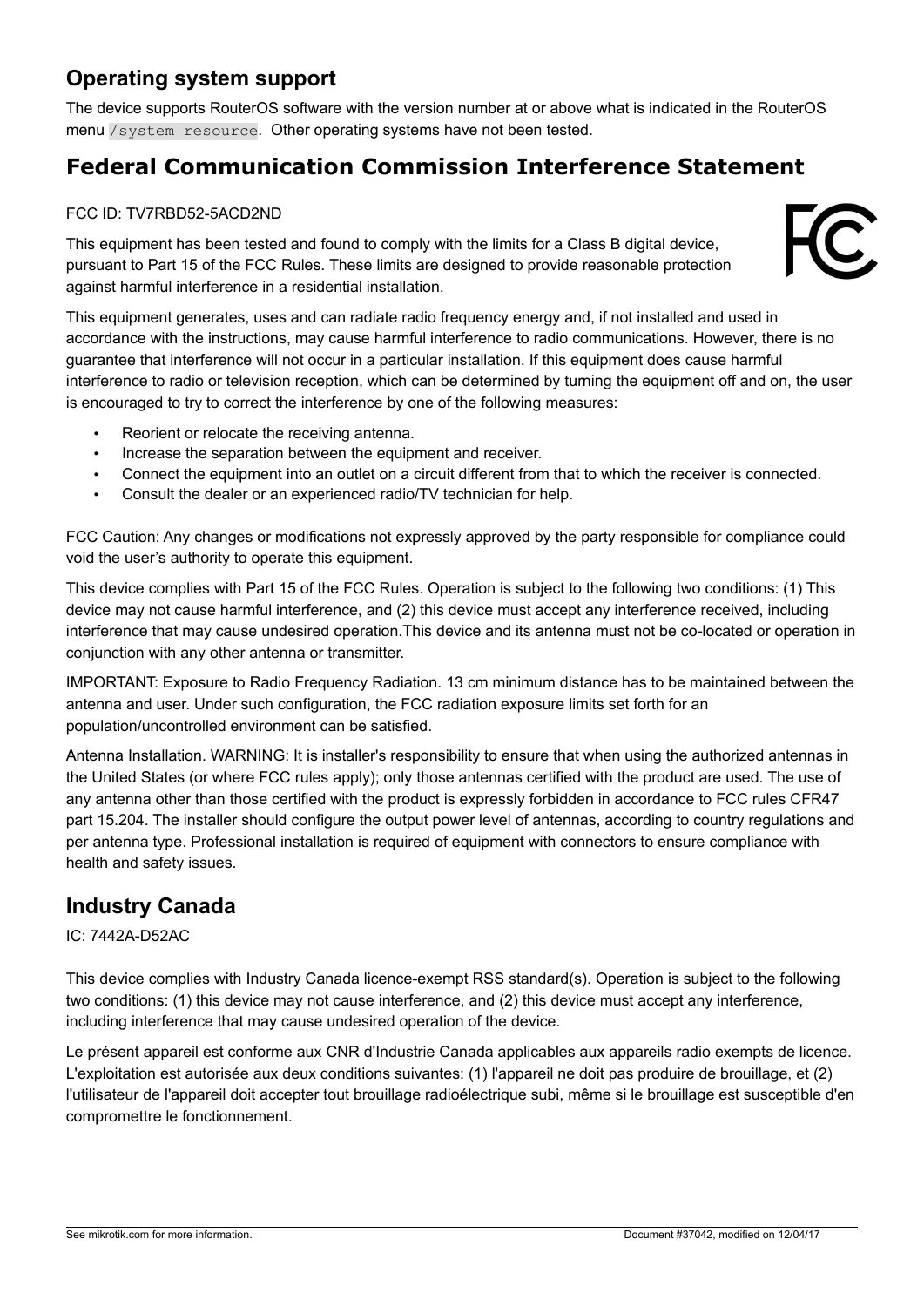## Operating system support

The device supports RouterOS software with the version number at or above what is indicated in the RouterOS menu `/system resource`. Other operating systems have not been tested.

# Federal Communication Commission Interference Statement

FCC ID: TV7RBD52-5ACD2ND

This equipment has been tested and found to comply with the limits for a Class B digital device, pursuant to Part 15 of the FCC Rules. These limits are designed to provide reasonable protection against harmful interference in a residential installation.

This equipment generates, uses and can radiate radio frequency energy and, if not installed and used in accordance with the instructions, may cause harmful interference to radio communications. However, there is no guarantee that interference will not occur in a particular installation. If this equipment does cause harmful interference to radio or television reception, which can be determined by turning the equipment off and on, the user is encouraged to try to correct the interference by one of the following measures:

- Reorient or relocate the receiving antenna.
- Increase the separation between the equipment and receiver.
- Connect the equipment into an outlet on a circuit different from that to which the receiver is connected.
- Consult the dealer or an experienced radio/TV technician for help.

FCC Caution: Any changes or modifications not expressly approved by the party responsible for compliance could void the user's authority to operate this equipment.

This device complies with Part 15 of the FCC Rules. Operation is subject to the following two conditions: (1) This device may not cause harmful interference, and (2) this device must accept any interference received, including interference that may cause undesired operation.This device and its antenna must not be co-located or operation in conjunction with any other antenna or transmitter.

IMPORTANT: Exposure to Radio Frequency Radiation. 13 cm minimum distance has to be maintained between the antenna and user. Under such configuration, the FCC radiation exposure limits set forth for an population/uncontrolled environment can be satisfied.

Antenna Installation. WARNING: It is installer's responsibility to ensure that when using the authorized antennas in the United States (or where FCC rules apply); only those antennas certified with the product are used. The use of any antenna other than those certified with the product is expressly forbidden in accordance to FCC rules CFR47 part 15.204. The installer should configure the output power level of antennas, according to country regulations and per antenna type. Professional installation is required of equipment with connectors to ensure compliance with health and safety issues.

## Industry Canada

IC: 7442A-D52AC

This device complies with Industry Canada licence-exempt RSS standard(s). Operation is subject to the following two conditions: (1) this device may not cause interference, and (2) this device must accept any interference, including interference that may cause undesired operation of the device.

Le présent appareil est conforme aux CNR d'Industrie Canada applicables aux appareils radio exempts de licence. L'exploitation est autorisée aux deux conditions suivantes: (1) l'appareil ne doit pas produire de brouillage, et (2) l'utilisateur de l'appareil doit accepter tout brouillage radioélectrique subi, même si le brouillage est susceptible d'en compromettre le fonctionnement.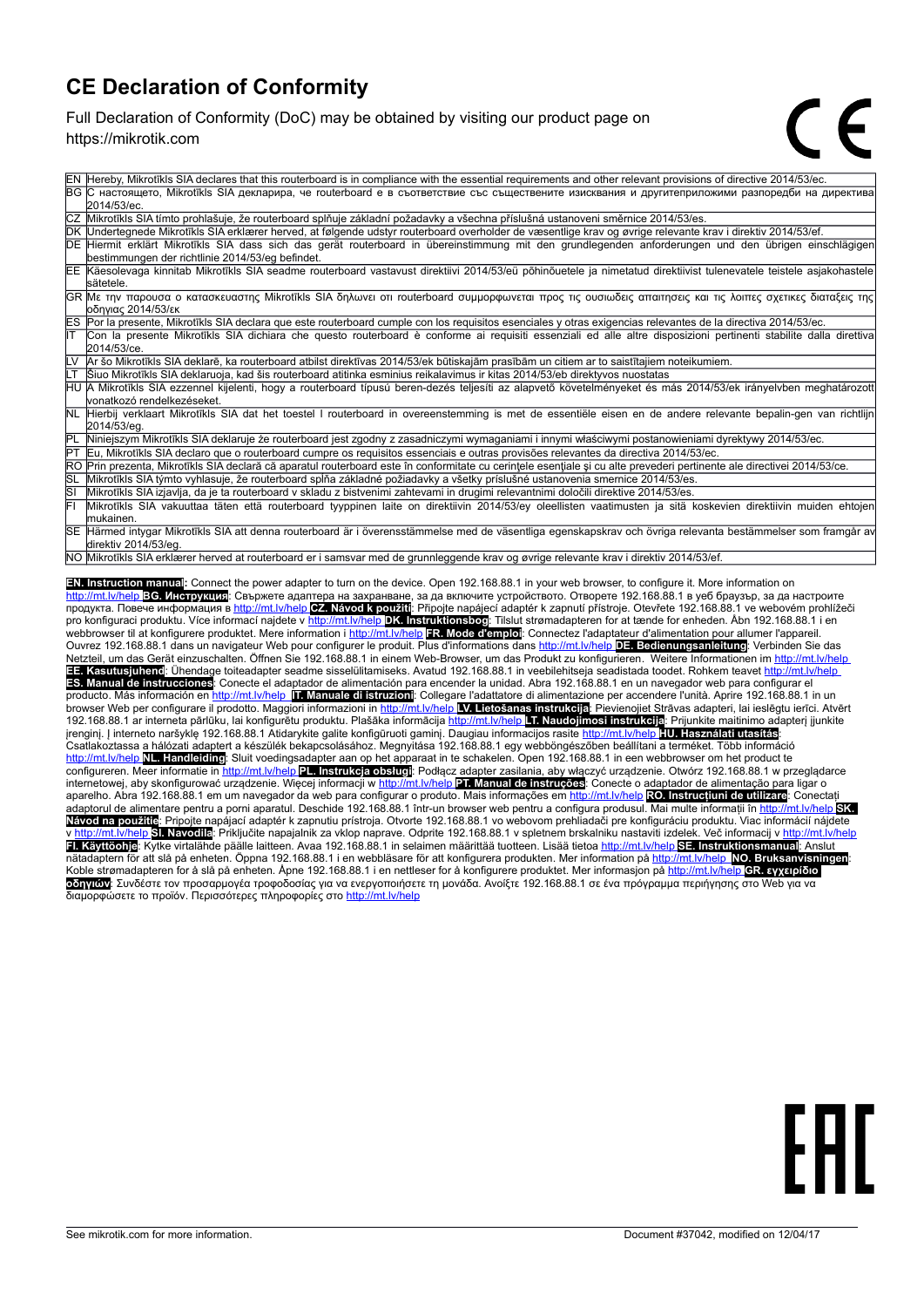# CE Declaration of Conformity

Full Declaration of Conformity (DoC) may be obtained by visiting our product page on https://mikrotik.com

| | |
|---|---|
| EN | Hereby, Mikrotīkls SIA declares that this routerboard is in compliance with the essential requirements and other relevant provisions of directive 2014/53/ec. |
| BG | С настоящето, Mikrotīkls SIA декларира, че routerboard е в съответствие със съществените изисквания и другитеприложими разпоредби на директива 2014/53/ec. |
| CZ | Mikrotīkls SIA tímto prohlašuje, že routerboard splňuje základní požadavky a všechna příslušná ustanoveni směrnice 2014/53/es. |
| DK | Undertegnede Mikrotīkls SIA erklærer herved, at følgende udstyr routerboard overholder de væsentlige krav og øvrige relevante krav i direktiv 2014/53/ef. |
| DE | Hiermit erklärt Mikrotīkls SIA dass sich das gerät routerboard in übereinstimmung mit den grundlegenden anforderungen und den übrigen einschlägigen bestimmungen der richtlinie 2014/53/eg befindet. |
| EE | Käesolevaga kinnitab Mikrotīkls SIA seadme routerboard vastavust direktiivi 2014/53/eü põhinõuetele ja nimetatud direktiivist tulenevatele teistele asjakohastele sätetele. |
| GR | Με την παρουσα ο κατασκευαστης Mikrotīkls SIA δηλωνει οτι routerboard συμμορφωνεται προς τις ουσιωδεις απαιτησεις και τις λοιπες σχετικες διαταξεις της οδηγιας 2014/53/εκ |
| ES | Por la presente, Mikrotīkls SIA declara que este routerboard cumple con los requisitos esenciales y otras exigencias relevantes de la directiva 2014/53/ec. |
| IT | Con la presente Mikrotīkls SIA dichiara che questo routerboard è conforme ai requisiti essenziali ed alle altre disposizioni pertinenti stabilite dalla direttiva 2014/53/ce. |
| LV | Ar šo Mikrotīkls SIA deklarē, ka routerboard atbilst direktīvas 2014/53/ek būtiskajām prasībām un citiem ar to saistītajiem noteikumiem. |
| LT | Šiuo Mikrotīkls SIA deklaruoja, kad šis routerboard atitinka esminius reikalavimus ir kitas 2014/53/eb direktyvos nuostatas |
| HU | A Mikrotīkls SIA ezzennel kijelenti, hogy a routerboard típusú beren-dezés teljesíti az alapvető követelményeket és más 2014/53/ek irányelvben meghatározott vonatkozó rendelkezéseket. |
| NL | Hierbij verklaart Mikrotīkls SIA dat het toestel l routerboard in overeenstemming is met de essentiële eisen en de andere relevante bepalin-gen van richtlijn 2014/53/eg. |
| PL | Niniejszym Mikrotīkls SIA deklaruje że routerboard jest zgodny z zasadniczymi wymaganiami i innymi właściwymi postanowieniami dyrektywy 2014/53/ec. |
| PT | Eu, Mikrotīkls SIA declaro que o routerboard cumpre os requisitos essenciais e outras provisões relevantes da directiva 2014/53/ec. |
| RO | Prin prezenta, Mikrotīkls SIA declară că aparatul routerboard este în conformitate cu cerințele esențiale și cu alte prevederi pertinente ale directivei 2014/53/ce. |
| SL | Mikrotīkls SIA týmto vyhlasuje, že routerboard spĺňa základné požiadavky a všetky príslušné ustanovenia smernice 2014/53/es. |
| SI | Mikrotīkls SIA izjavlja, da je ta routerboard v skladu z bistvenimi zahtevami in drugimi relevantnimi določili direktive 2014/53/es. |
| FI | Mikrotīkls SIA vakuuttaa täten että routerboard tyyppinen laite on direktiivin 2014/53/ey oleellisten vaatimusten ja sitä koskevien direktiivin muiden ehtojen mukainen. |
| SE | Härmed intygar Mikrotīkls SIA att denna routerboard är i överensstämmelse med de väsentliga egenskapskrav och övriga relevanta bestämmelser som framgår av direktiv 2014/53/eg. |
| NO | Mikrotīkls SIA erklærer herved at routerboard er i samsvar med de grunnleggende krav og øvrige relevante krav i direktiv 2014/53/ef. |

**EN. Instruction manual**: Connect the power adapter to turn on the device. Open 192.168.88.1 in your web browser, to configure it. More information on http://mt.lv/help **BG. Инструкция**: Свържете адаптера на захранване, за да включите устройството. Отворете 192.168.88.1 в уеб браузър, за да настроите продукта. Повече информация в http://mt.lv/help **CZ. Návod k použití**: Připojte napájecí adaptér k zapnutí přístroje. Otevřete 192.168.88.1 ve webovém prohlížeči pro konfiguraci produktu. Více informací najdete v http://mt.lv/help **DK. Instruktionsbog**: Tilslut strømadapteren for at tænde for enheden. Åbn 192.168.88.1 i en webbrowser til at konfigurere produktet. Mere information i http://mt.lv/help **FR. Mode d'emploi**: Connectez l'adaptateur d'alimentation pour allumer l'appareil. Ouvrez 192.168.88.1 dans un navigateur Web pour configurer le produit. Plus d'informations dans http://mt.lv/help **DE. Bedienungsanleitung**: Verbinden Sie das Netzteil, um das Gerät einzuschalten. Öffnen Sie 192.168.88.1 in einem Web-Browser, um das Produkt zu konfigurieren. Weitere Informationen im http://mt.lv/help **EE. Kasutusjuhend**: Ühendage toiteadapter seadme sisselülitamiseks. Avatud 192.168.88.1 in veebilehitseja seadistada toodet. Rohkem teavet http://mt.lv/help **ES. Manual de instrucciones**: Conecte el adaptador de alimentación para encender la unidad. Abra 192.168.88.1 en un navegador web para configurar el producto. Más información en http://mt.lv/help **IT. Manuale di istruzioni**: Collegare l'adattatore di alimentazione per accendere l'unità. Aprire 192.168.88.1 in un browser Web per configurare il prodotto. Maggiori informazioni in http://mt.lv/help **LV. Lietošanas instrukcija**: Pievienojiet Strāvas adapteri, lai ieslēgtu ierīci. Atvērt 192.168.88.1 ar interneta pārlūku, lai konfigurētu produktu. Plašāka informācija http://mt.lv/help **LT. Naudojimosi instrukcija**: Prijunkite maitinimo adapterį įjunkite įrenginį. Į interneto naršyklę 192.168.88.1 Atidarykite galite konfigūruoti gaminį. Daugiau informacijos rasite http://mt.lv/help **HU. Használati utasítás**: Csatlakoztassa a hálózati adaptert a készülék bekapcsolásához. Megnyitása 192.168.88.1 egy webböngészőben beállítani a terméket. Több információ http://mt.lv/help **NL. Handleiding**: Sluit voedingsadapter aan op het apparaat in te schakelen. Open 192.168.88.1 in een webbrowser om het product te configureren. Meer informatie in http://mt.lv/help **PL. Instrukcja obsługi**: Podłącz adapter zasilania, aby włączyć urządzenie. Otwórz 192.168.88.1 w przeglądarce internetowej, aby skonfigurować urządzenie. Więcej informacji w http://mt.lv/help **PT. Manual de instruções**: Conecte o adaptador de alimentação para ligar o aparelho. Abra 192.168.88.1 em um navegador da web para configurar o produto. Mais informações em http://mt.lv/help **RO. Instrucțiuni de utilizare**: Conectați adaptorul de alimentare pentru a porni aparatul. Deschide 192.168.88.1 într-un browser web pentru a configura produsul. Mai multe informații în http://mt.lv/help **SK. Návod na použitie**: Pripojte napájací adaptér k zapnutiu prístroja. Otvorte 192.168.88.1 vo webovom prehliadači pre konfiguráciu produktu. Viac informácií nájdete v http://mt.lv/help **SI. Navodila**: Priključite napajalnik za vklop naprave. Odprite 192.168.88.1 v spletnem brskalniku nastaviti izdelek. Več informacij v http://mt.lv/help **FI. Käyttöohje**: Kytke virtalähde päälle laitteen. Avaa 192.168.88.1 in selaimen määrittää tuotteen. Lisää tietoa http://mt.lv/help **SE. Instruktionsmanual**: Anslut nätadaptern för att slå på enheten. Öppna 192.168.88.1 i en webbläsare för att konfigurera produkten. Mer information på http://mt.lv/help **NO. Bruksanvisningen**: Koble strømadapteren for å slå på enheten. Åpne 192.168.88.1 i en nettleser for å konfigurere produktet. Mer informasjon på http://mt.lv/help **GR. εγχειρίδιο οδηγιών**: Συνδέστε τον προσαρμογέα τροφοδοσίας για να ενεργοποιήσετε τη μονάδα. Ανοίξτε 192.168.88.1 σε ένα πρόγραμμα περιήγησης στο Web για να διαμορφώσετε το προϊόν. Περισσότερες πληροφορίες στο http://mt.lv/help

See mikrotik.com for more information.

Document #37042, modified on 12/04/17